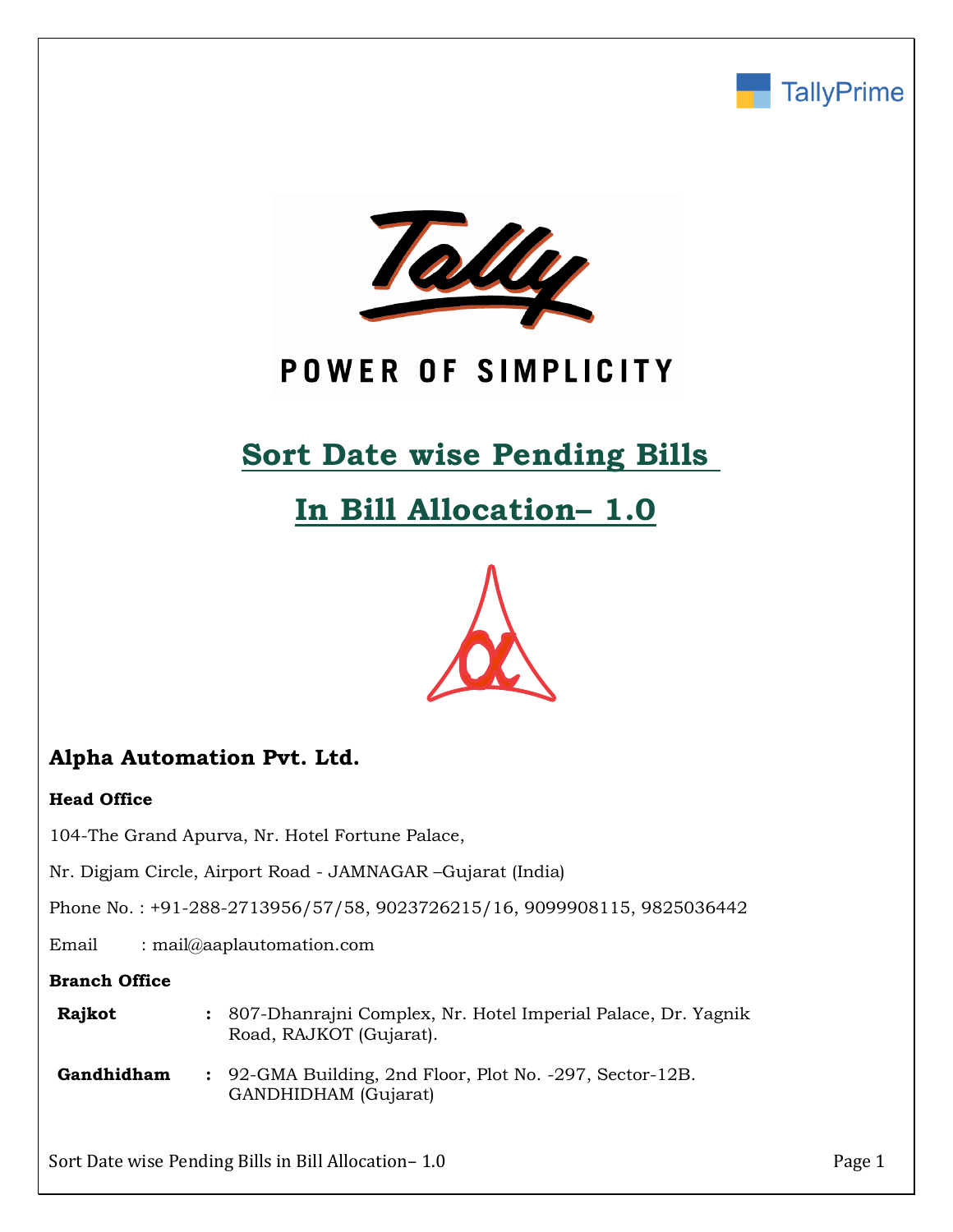# Sort Date wise Pending Bills In Bill Allocation– 1.0

## Alpha Automation Pvt. Ltd.

**Head Office**

104-The Grand Apurva, Nr. Hotel Fortune Palace,

Nr. Digjam Circle, Airport Road - JAMNAGAR –Gujarat (India)

Phone No. : +91-288-2713956/57/58, 9023726215/16, 9099908115, 9825036442

Email : mail@aaplautomation.com

**Branch Office**

| | | |
|---|---|---|
| **Rajkot** | : | 807-Dhanrajni Complex, Nr. Hotel Imperial Palace, Dr. Yagnik Road, RAJKOT (Gujarat). |
| **Gandhidham** | : | 92-GMA Building, 2nd Floor, Plot No. -297, Sector-12B. GANDHIDHAM (Gujarat) |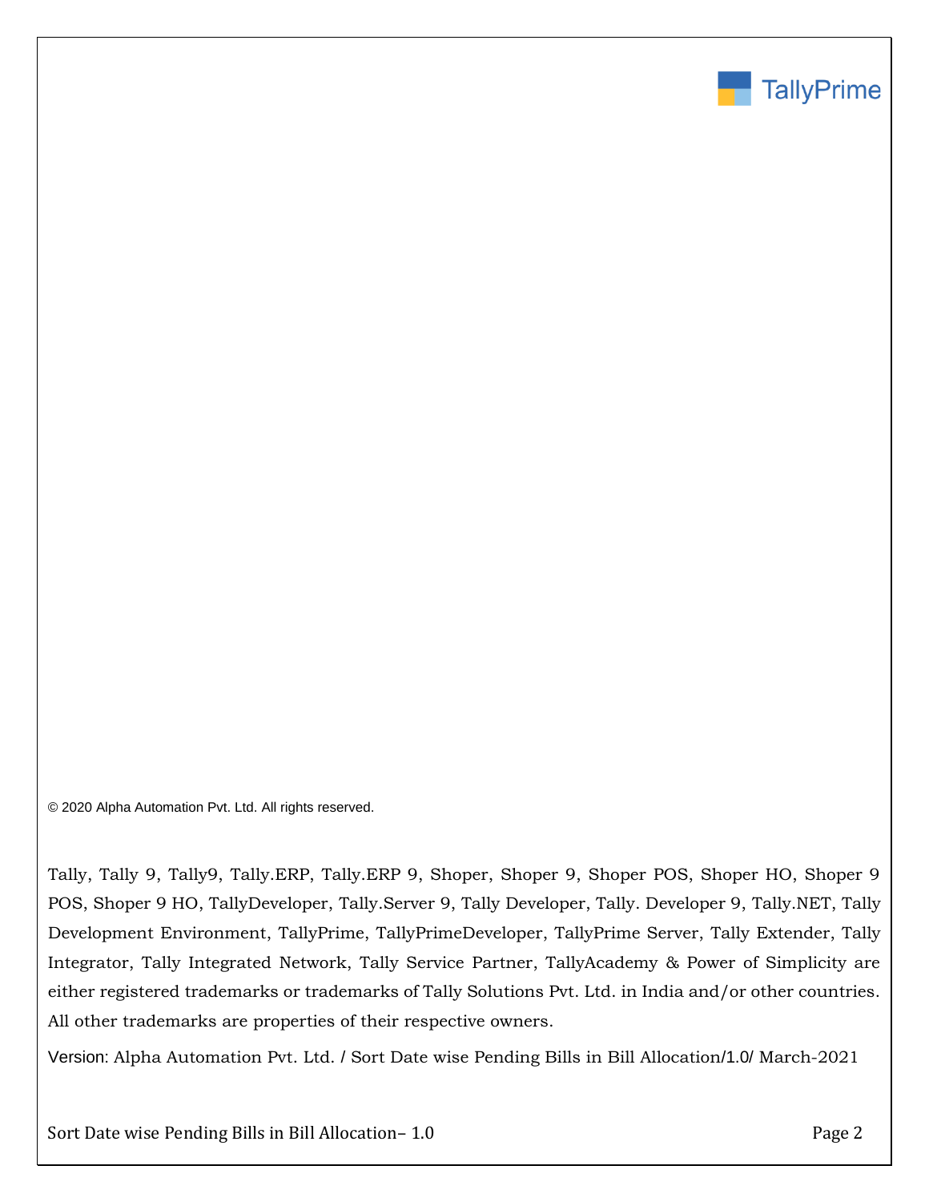© 2020 Alpha Automation Pvt. Ltd. All rights reserved.

Tally, Tally 9, Tally9, Tally.ERP, Tally.ERP 9, Shoper, Shoper 9, Shoper POS, Shoper HO, Shoper 9 POS, Shoper 9 HO, TallyDeveloper, Tally.Server 9, Tally Developer, Tally. Developer 9, Tally.NET, Tally Development Environment, TallyPrime, TallyPrimeDeveloper, TallyPrime Server, Tally Extender, Tally Integrator, Tally Integrated Network, Tally Service Partner, TallyAcademy & Power of Simplicity are either registered trademarks or trademarks of Tally Solutions Pvt. Ltd. in India and/or other countries. All other trademarks are properties of their respective owners.

Version: Alpha Automation Pvt. Ltd. / Sort Date wise Pending Bills in Bill Allocation/1.0/ March-2021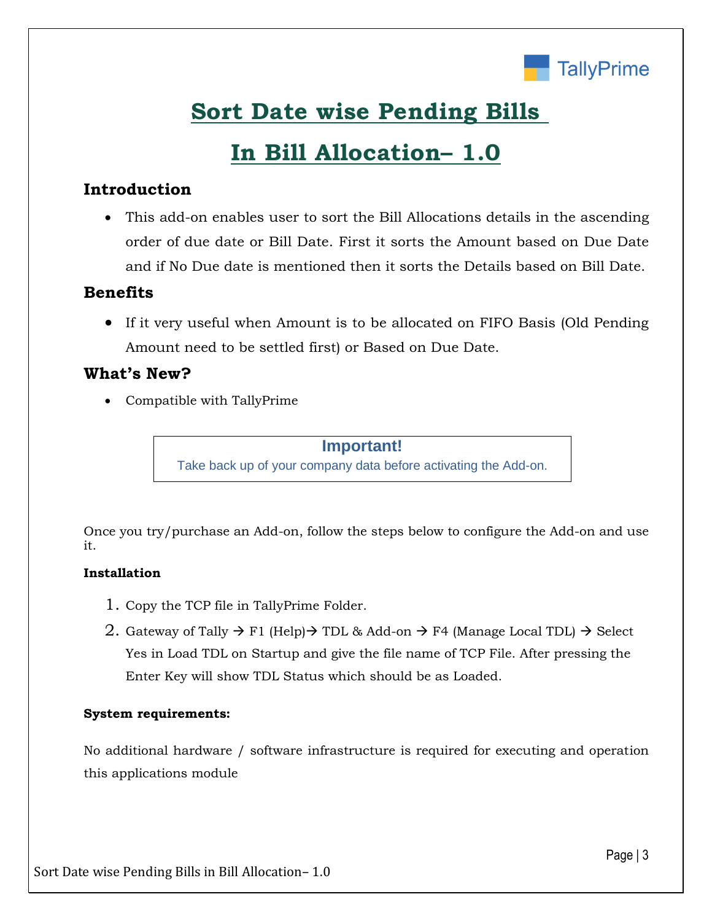# Sort Date wise Pending Bills In Bill Allocation– 1.0

## Introduction

- This add-on enables user to sort the Bill Allocations details in the ascending order of due date or Bill Date. First it sorts the Amount based on Due Date and if No Due date is mentioned then it sorts the Details based on Bill Date.

## Benefits

- If it very useful when Amount is to be allocated on FIFO Basis (Old Pending Amount need to be settled first) or Based on Due Date.

## What's New?

- Compatible with TallyPrime

> **Important!**
> Take back up of your company data before activating the Add-on.

Once you try/purchase an Add-on, follow the steps below to configure the Add-on and use it.

**Installation**

1. Copy the TCP file in TallyPrime Folder.
2. Gateway of Tally → F1 (Help)→ TDL & Add-on → F4 (Manage Local TDL) → Select Yes in Load TDL on Startup and give the file name of TCP File. After pressing the Enter Key will show TDL Status which should be as Loaded.

**System requirements:**

No additional hardware / software infrastructure is required for executing and operation this applications module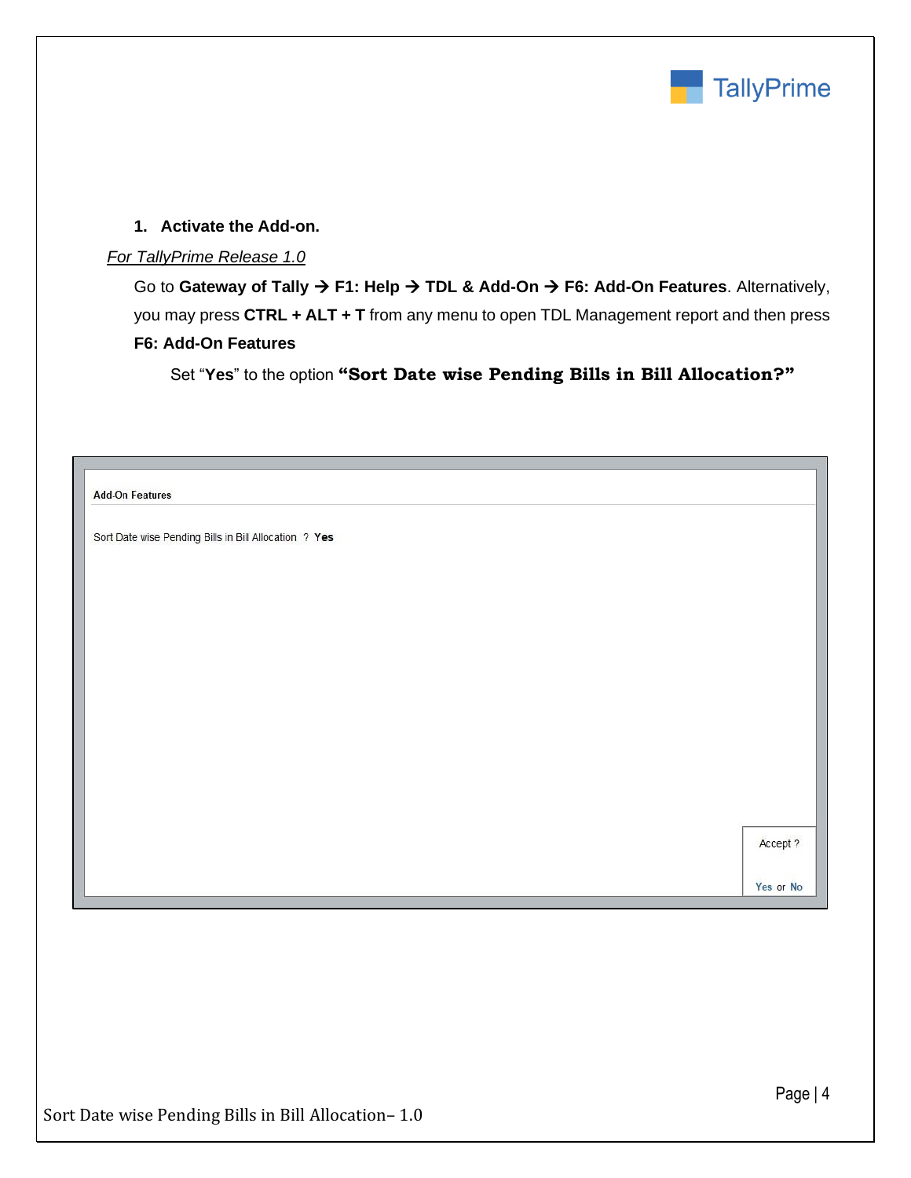1. **Activate the Add-on.**

*For TallyPrime Release 1.0*

Go to **Gateway of Tally → F1: Help → TDL & Add-On → F6: Add-On Features**. Alternatively, you may press **CTRL + ALT + T** from any menu to open TDL Management report and then press **F6: Add-On Features**

Set "**Yes**" to the option **"Sort Date wise Pending Bills in Bill Allocation?"**

**Add-On Features**

Sort Date wise Pending Bills in Bill Allocation ? **Yes**

Accept ?

Yes or No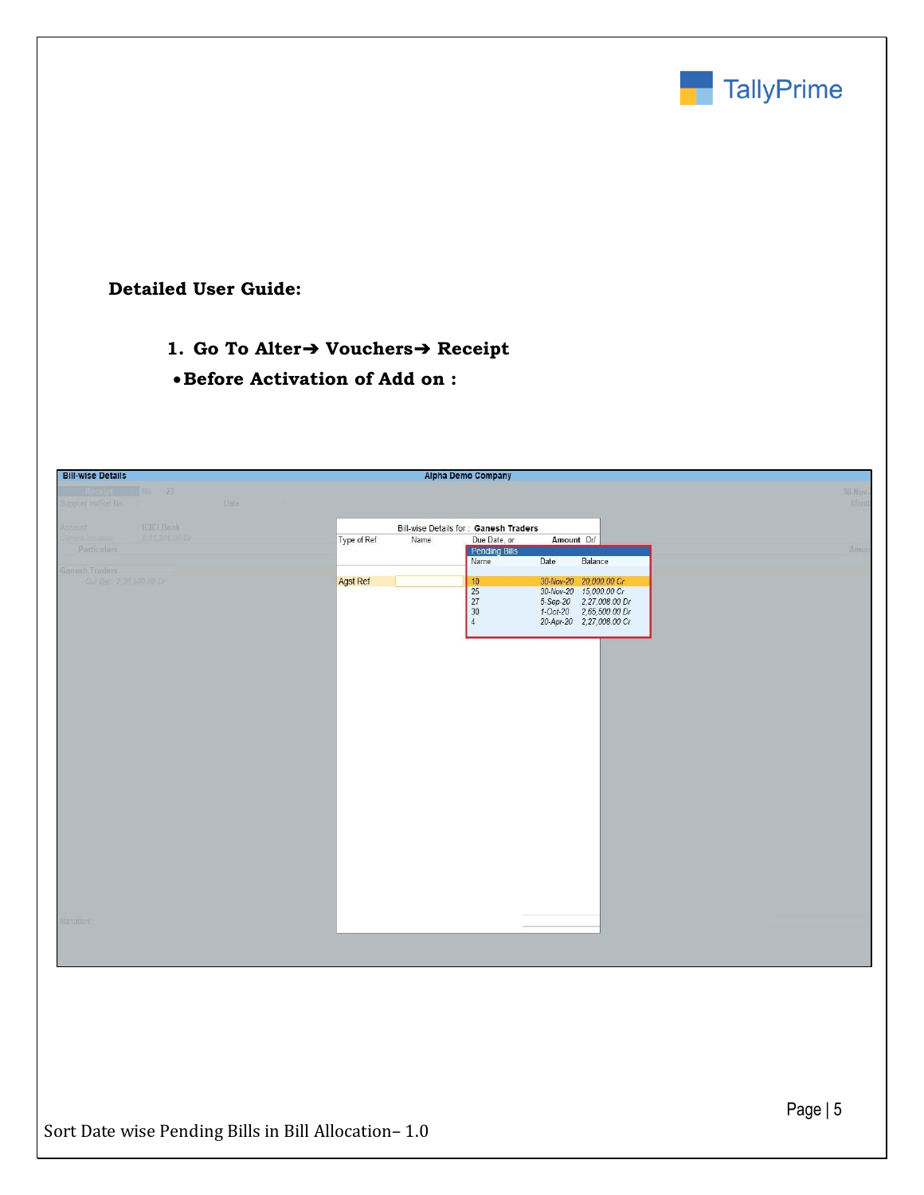**Detailed User Guide:**

1. **Go To Alter➔ Vouchers➔ Receipt**

- **Before Activation of Add on :**

Bill-wise Details | Alpha Demo Company

Bill-wise Details for : **Ganesh Traders**

| Type of Ref | Name | Due Date, or | Amount Dr/ |
|---|---|---|---|
| Agst Ref | | | |

**Pending Bills**

| Name | Date | Balance |
|---|---|---|
| 10 | 30-Nov-20 | 20,000.00 Cr |
| 25 | 30-Nov-20 | 15,000.00 Cr |
| 27 | 5-Sep-20 | 2,27,008.00 Dr |
| 30 | 1-Oct-20 | 2,65,500.00 Dr |
| 4 | 20-Apr-20 | 2,27,008.00 Cr |

Sort Date wise Pending Bills in Bill Allocation– 1.0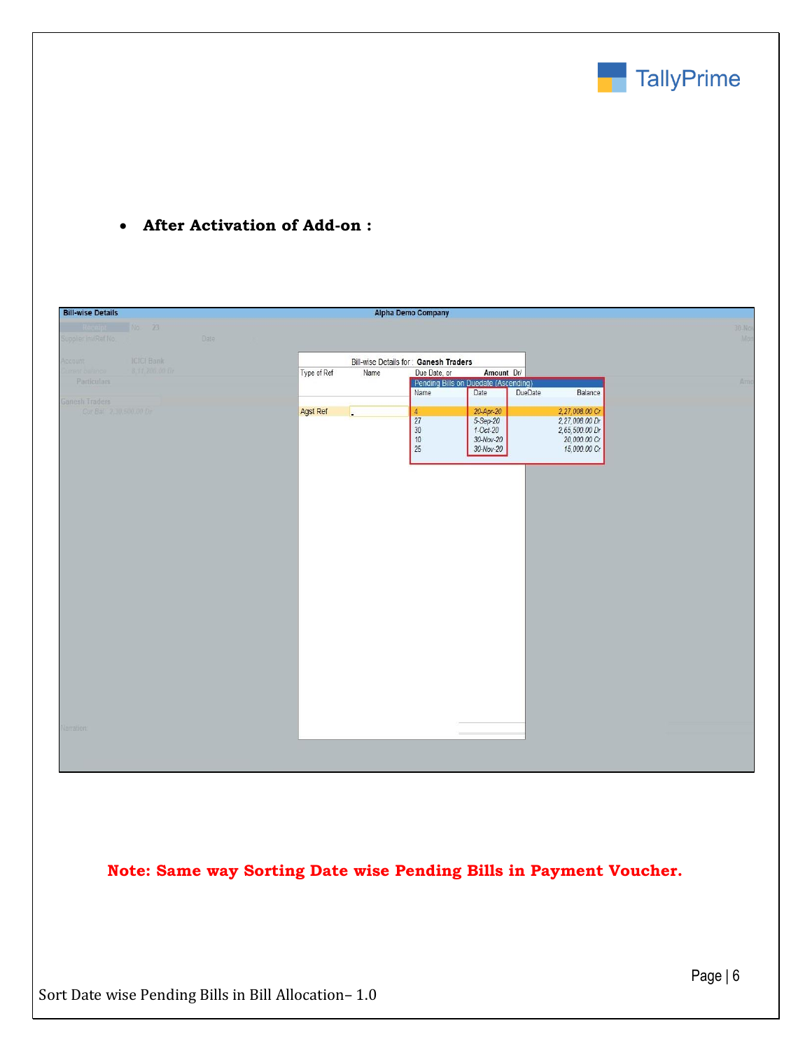- **After Activation of Add-on :**

| Bill-wise Details | Alpha Demo Company |
|---|---|

Bill-wise Details for : **Ganesh Traders**

| Type of Ref | Name | Due Date, or | Amount Dr/ |
|---|---|---|---|
| Agst Ref | | | |

**Pending Bills on Duedate (Ascending)**

| Name | Date | DueDate | Balance |
|---|---|---|---|
| 4 | 20-Apr-20 | | 2,27,008.00 Cr |
| 27 | 5-Sep-20 | | 2,27,008.00 Dr |
| 30 | 1-Oct-20 | | 2,65,500.00 Dr |
| 10 | 30-Nov-20 | | 20,000.00 Cr |
| 25 | 30-Nov-20 | | 15,000.00 Cr |

**Note: Same way Sorting Date wise Pending Bills in Payment Voucher.**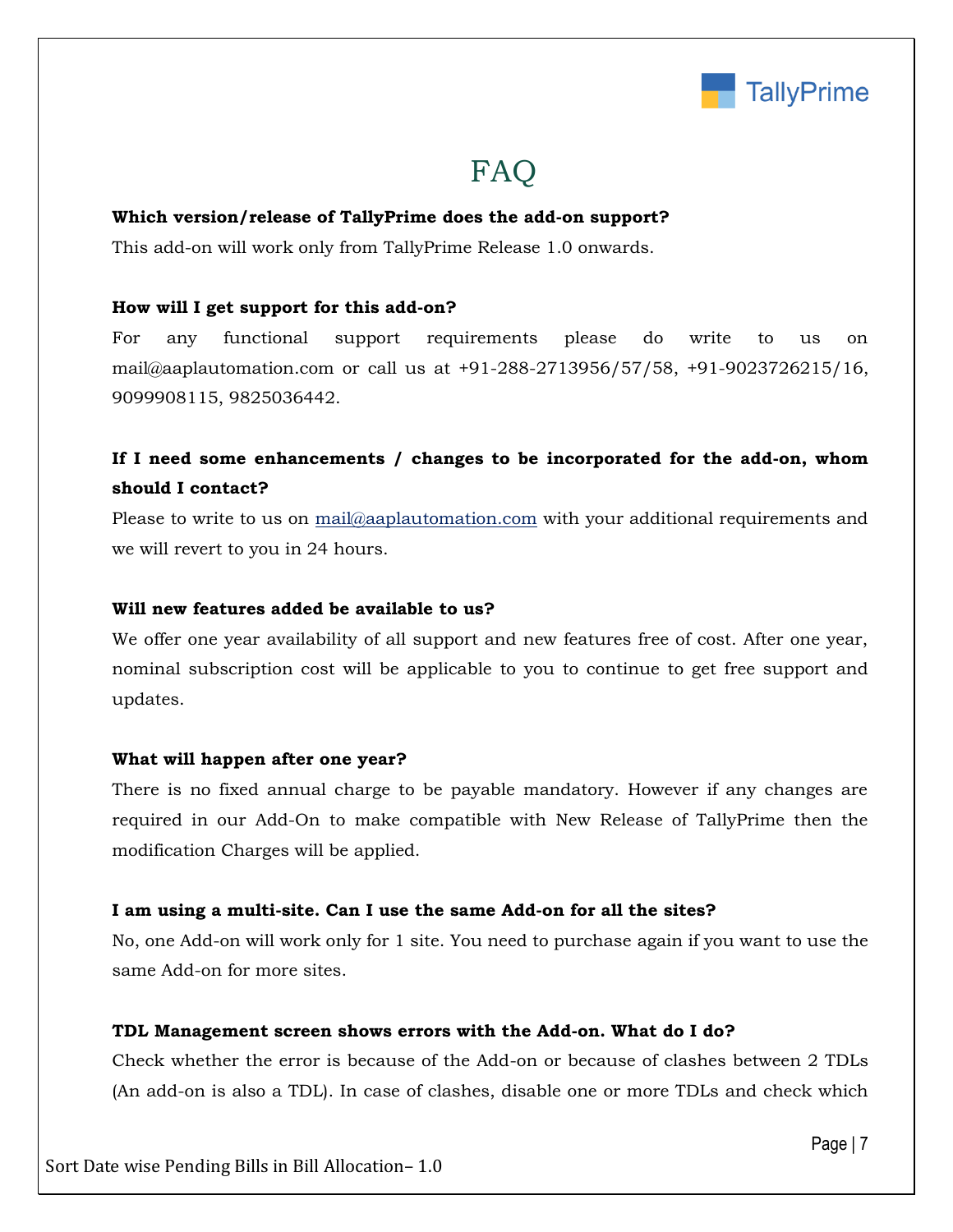# FAQ

**Which version/release of TallyPrime does the add-on support?**

This add-on will work only from TallyPrime Release 1.0 onwards.

**How will I get support for this add-on?**

For any functional support requirements please do write to us on mail@aaplautomation.com or call us at +91-288-2713956/57/58, +91-9023726215/16, 9099908115, 9825036442.

**If I need some enhancements / changes to be incorporated for the add-on, whom should I contact?**

Please to write to us on mail@aaplautomation.com with your additional requirements and we will revert to you in 24 hours.

**Will new features added be available to us?**

We offer one year availability of all support and new features free of cost. After one year, nominal subscription cost will be applicable to you to continue to get free support and updates.

**What will happen after one year?**

There is no fixed annual charge to be payable mandatory. However if any changes are required in our Add-On to make compatible with New Release of TallyPrime then the modification Charges will be applied.

**I am using a multi-site. Can I use the same Add-on for all the sites?**

No, one Add-on will work only for 1 site. You need to purchase again if you want to use the same Add-on for more sites.

**TDL Management screen shows errors with the Add-on. What do I do?**

Check whether the error is because of the Add-on or because of clashes between 2 TDLs (An add-on is also a TDL). In case of clashes, disable one or more TDLs and check which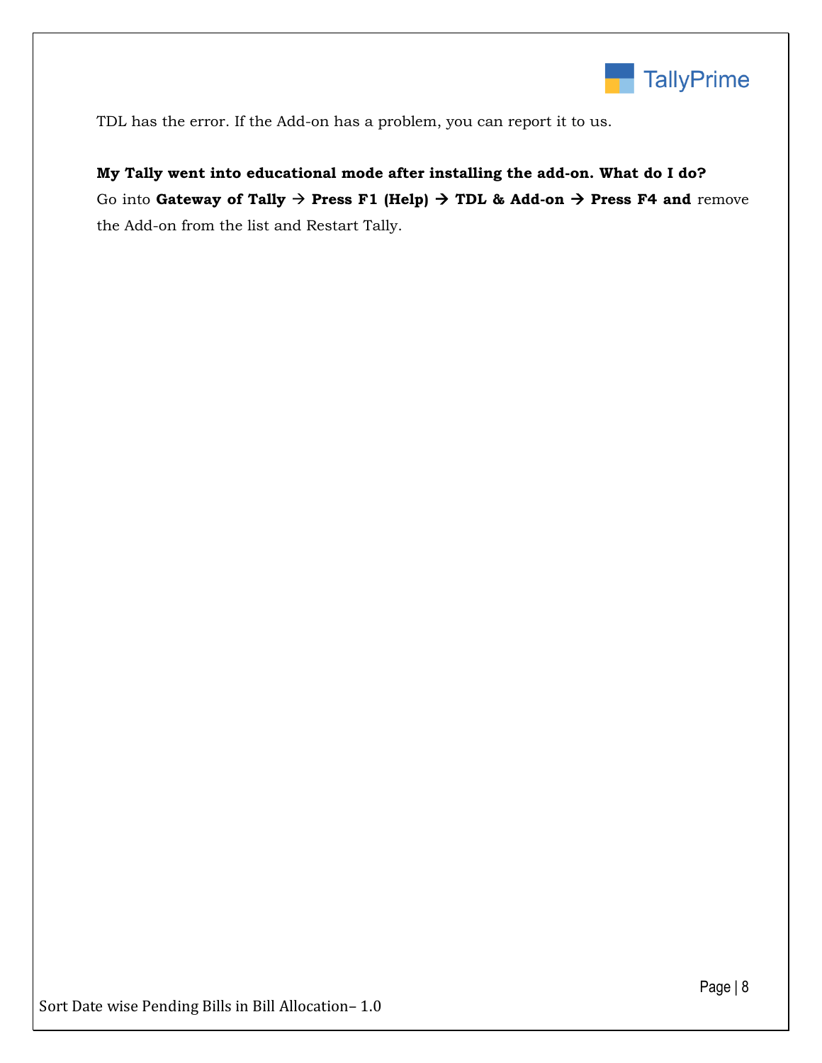TDL has the error. If the Add-on has a problem, you can report it to us.

**My Tally went into educational mode after installing the add-on. What do I do?**
Go into **Gateway of Tally → Press F1 (Help) → TDL & Add-on → Press F4 and** remove the Add-on from the list and Restart Tally.